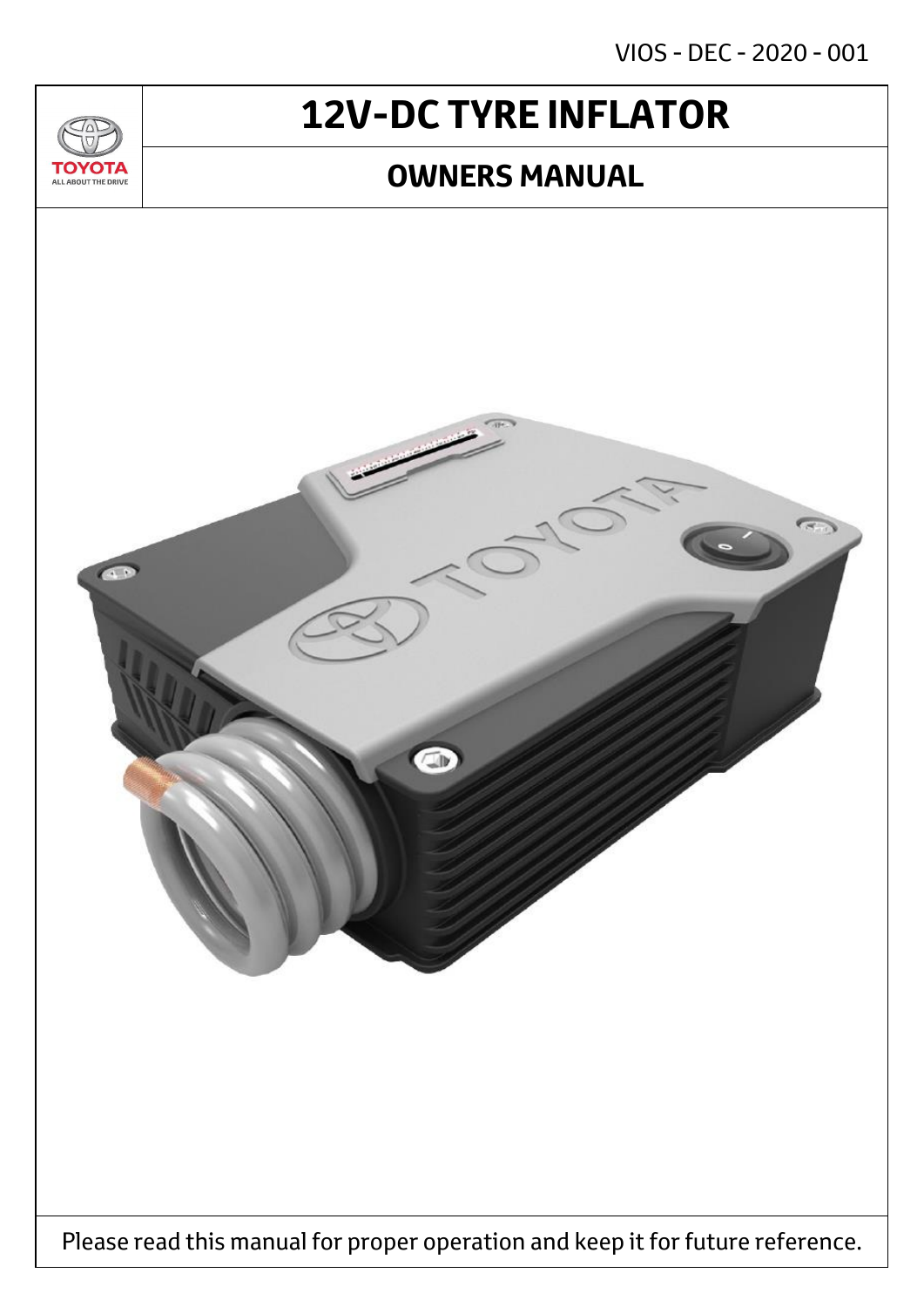VIOS - DEC - 2020 - 001

TOYOTA
ALL ABOUT THE DRIVE

# 12V-DC TYRE INFLATOR

## OWNERS MANUAL

Please read this manual for proper operation and keep it for future reference.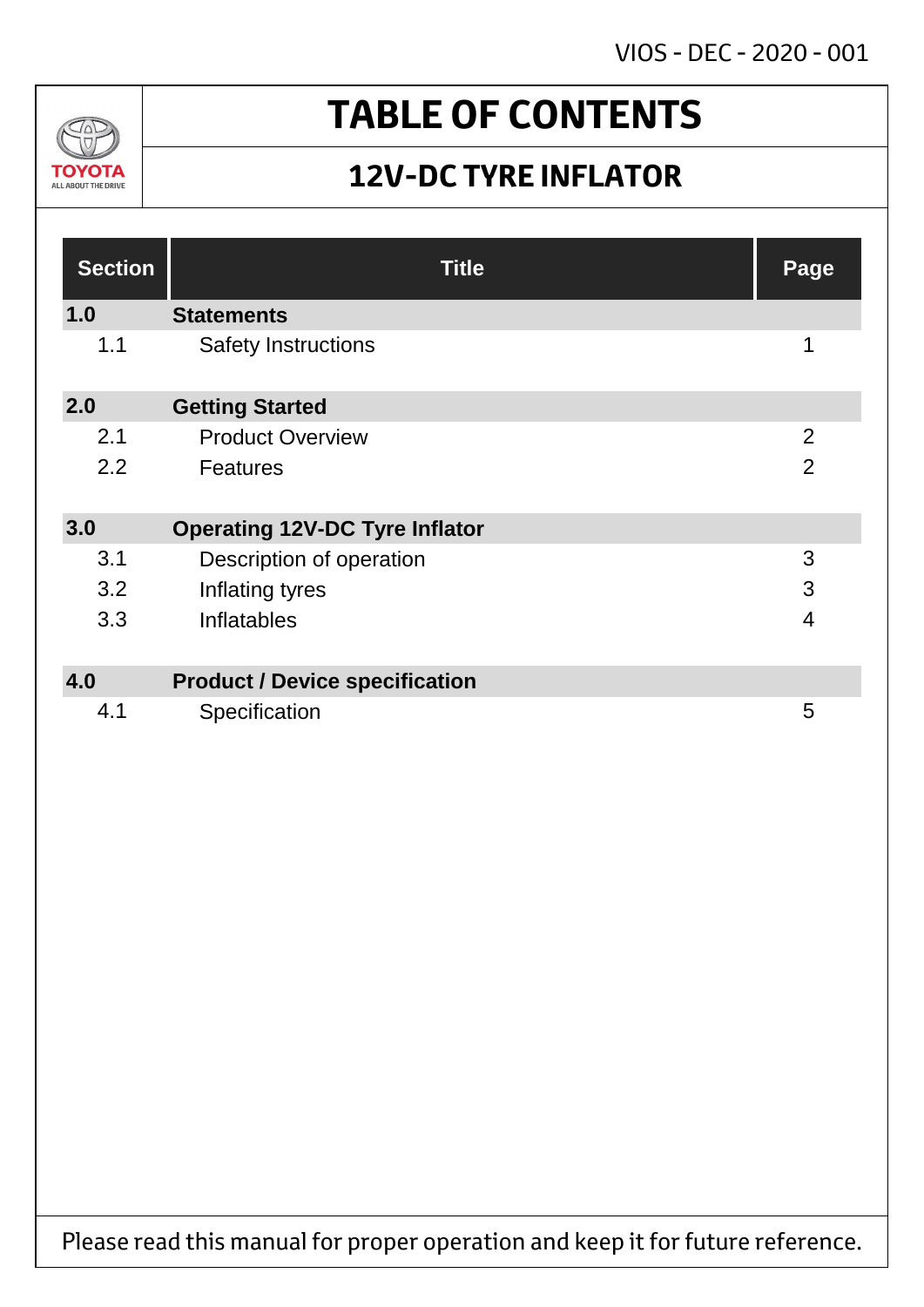VIOS - DEC - 2020 - 001

# TABLE OF CONTENTS

## 12V-DC TYRE INFLATOR

| Section | Title | Page |
|---|---|---|
| **1.0** | **Statements** | |
| 1.1 | Safety Instructions | 1 |
| **2.0** | **Getting Started** | |
| 2.1 | Product Overview | 2 |
| 2.2 | Features | 2 |
| **3.0** | **Operating 12V-DC Tyre Inflator** | |
| 3.1 | Description of operation | 3 |
| 3.2 | Inflating tyres | 3 |
| 3.3 | Inflatables | 4 |
| **4.0** | **Product / Device specification** | |
| 4.1 | Specification | 5 |

Please read this manual for proper operation and keep it for future reference.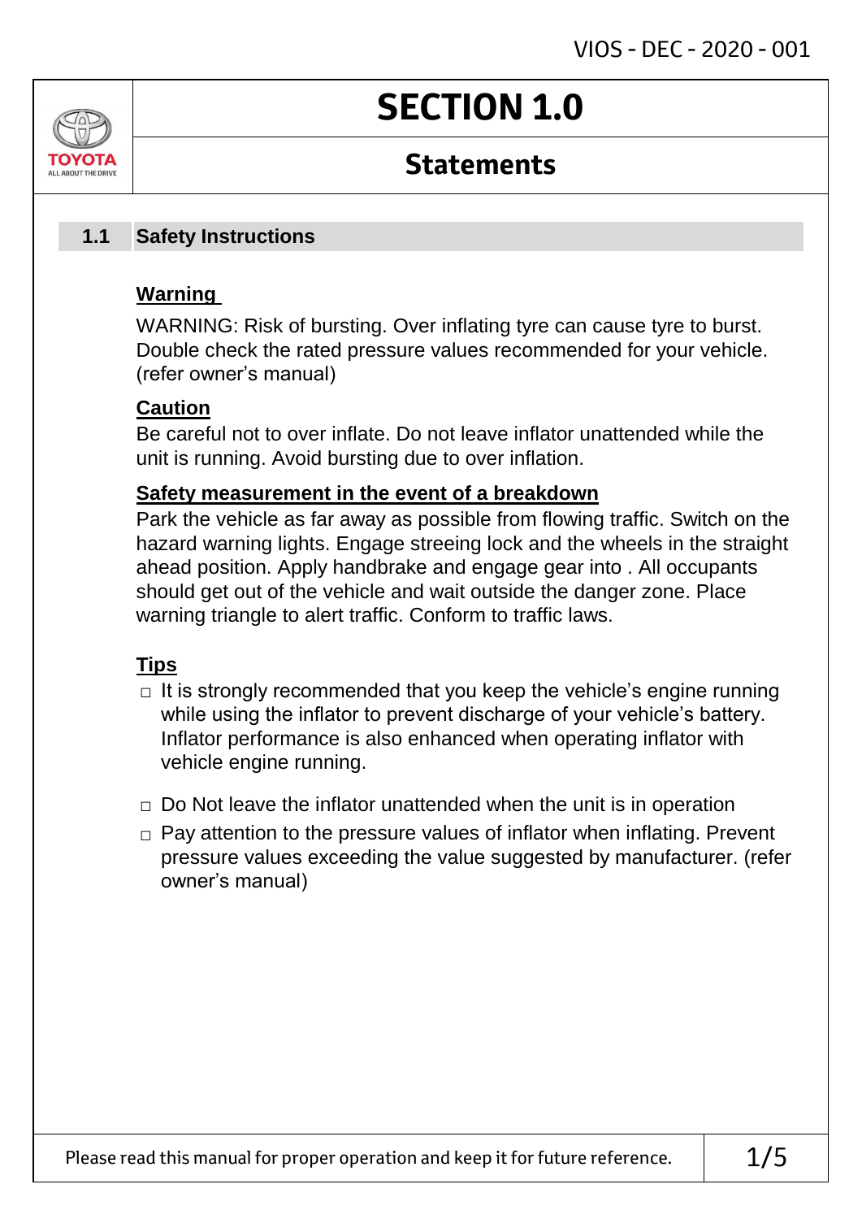# SECTION 1.0

## Statements

### 1.1 Safety Instructions

**Warning**

WARNING: Risk of bursting. Over inflating tyre can cause tyre to burst. Double check the rated pressure values recommended for your vehicle. (refer owner's manual)

**Caution**

Be careful not to over inflate. Do not leave inflator unattended while the unit is running. Avoid bursting due to over inflation.

**Safety measurement in the event of a breakdown**

Park the vehicle as far away as possible from flowing traffic. Switch on the hazard warning lights. Engage streeing lock and the wheels in the straight ahead position. Apply handbrake and engage gear into . All occupants should get out of the vehicle and wait outside the danger zone. Place warning triangle to alert traffic. Conform to traffic laws.

**Tips**

- It is strongly recommended that you keep the vehicle's engine running while using the inflator to prevent discharge of your vehicle's battery. Inflator performance is also enhanced when operating inflator with vehicle engine running.
- Do Not leave the inflator unattended when the unit is in operation
- Pay attention to the pressure values of inflator when inflating. Prevent pressure values exceeding the value suggested by manufacturer. (refer owner's manual)

Please read this manual for proper operation and keep it for future reference.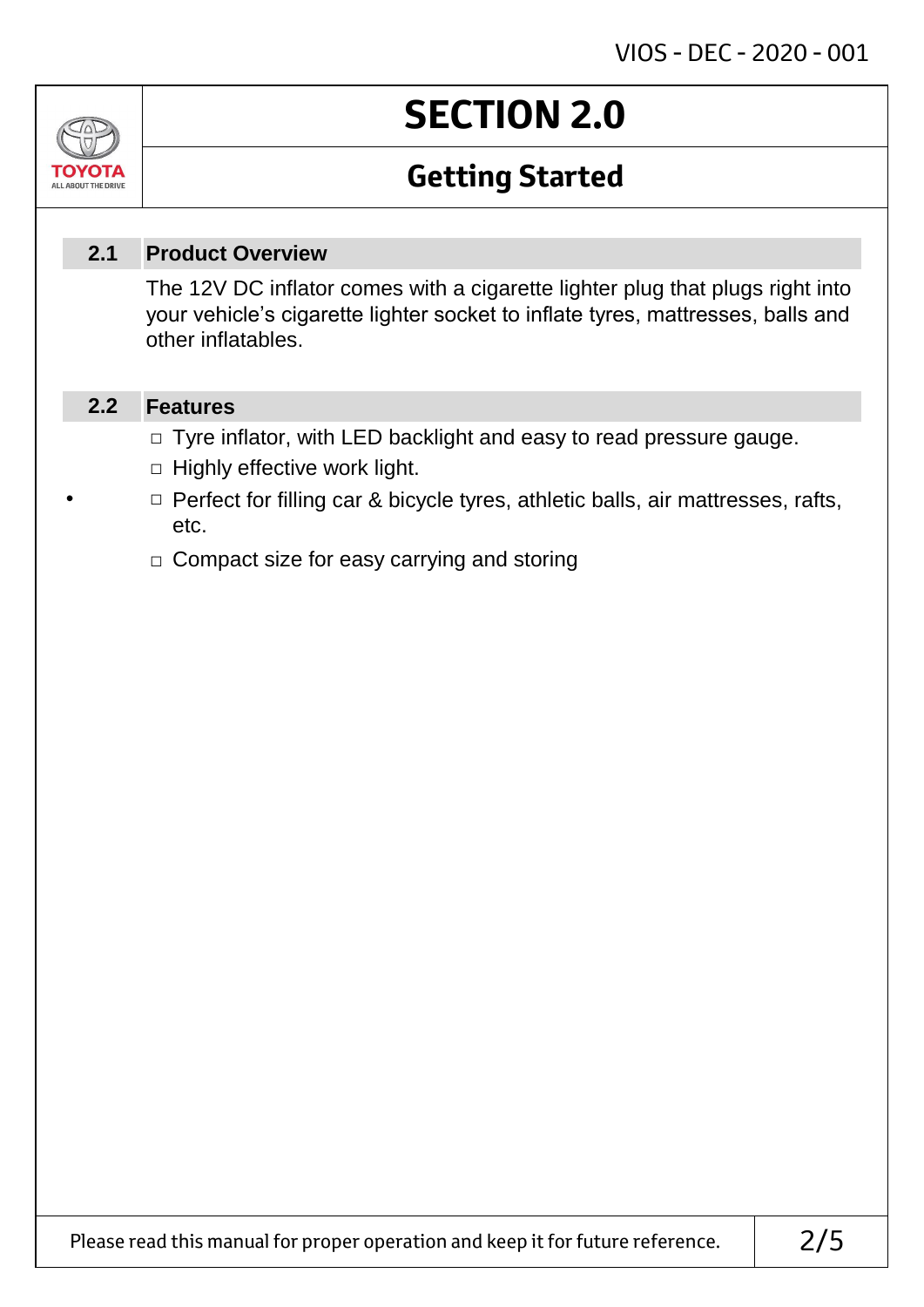# SECTION 2.0

## Getting Started

### 2.1 Product Overview

The 12V DC inflator comes with a cigarette lighter plug that plugs right into your vehicle's cigarette lighter socket to inflate tyres, mattresses, balls and other inflatables.

### 2.2 Features

- Tyre inflator, with LED backlight and easy to read pressure gauge.
- Highly effective work light.
- Perfect for filling car & bicycle tyres, athletic balls, air mattresses, rafts, etc.
- Compact size for easy carrying and storing

Please read this manual for proper operation and keep it for future reference.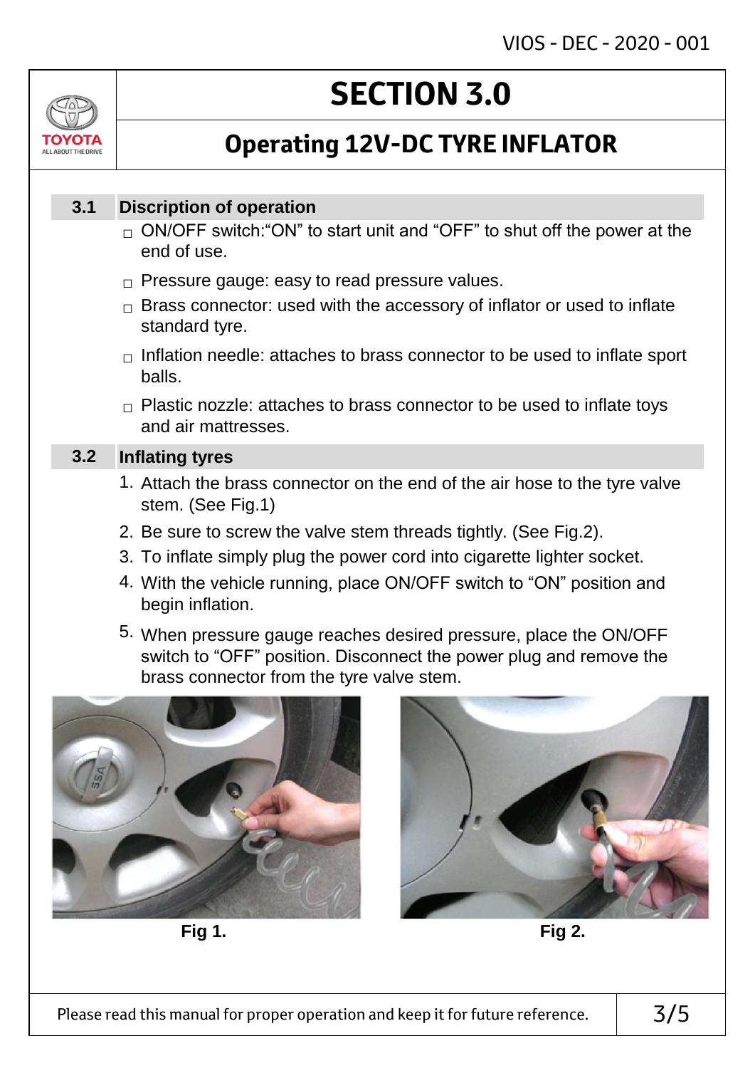# SECTION 3.0

## Operating 12V-DC TYRE INFLATOR

### 3.1 Discription of operation

- ON/OFF switch:"ON" to start unit and "OFF" to shut off the power at the end of use.
- Pressure gauge: easy to read pressure values.
- Brass connector: used with the accessory of inflator or used to inflate standard tyre.
- Inflation needle: attaches to brass connector to be used to inflate sport balls.
- Plastic nozzle: attaches to brass connector to be used to inflate toys and air mattresses.

### 3.2 Inflating tyres

1. Attach the brass connector on the end of the air hose to the tyre valve stem. (See Fig.1)
2. Be sure to screw the valve stem threads tightly. (See Fig.2).
3. To inflate simply plug the power cord into cigarette lighter socket.
4. With the vehicle running, place ON/OFF switch to "ON" position and begin inflation.
5. When pressure gauge reaches desired pressure, place the ON/OFF switch to "OFF" position. Disconnect the power plug and remove the brass connector from the tyre valve stem.

**Fig 1.**

**Fig 2.**

Please read this manual for proper operation and keep it for future reference.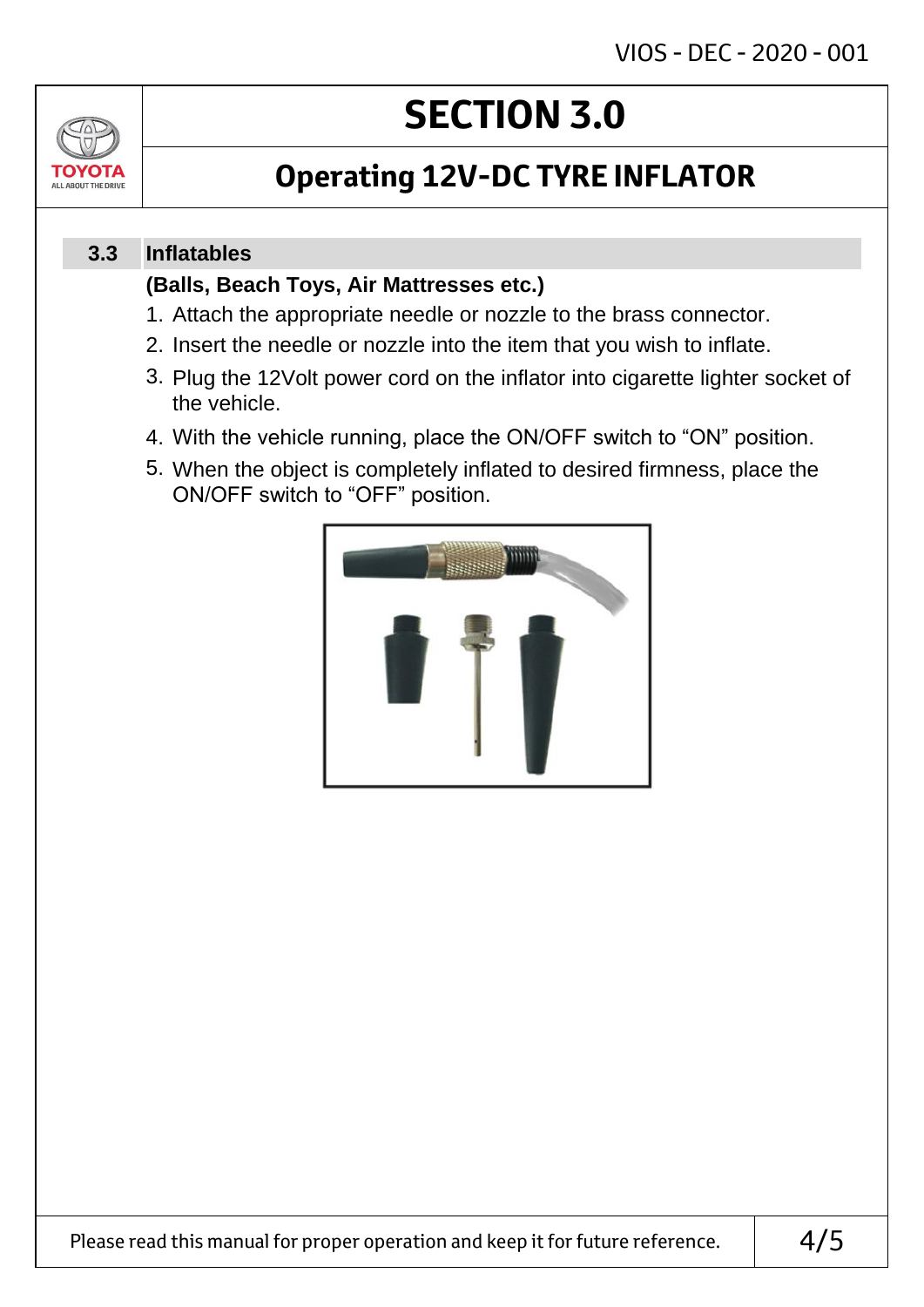# SECTION 3.0

## Operating 12V-DC TYRE INFLATOR

### 3.3 Inflatables

**(Balls, Beach Toys, Air Mattresses etc.)**

1. Attach the appropriate needle or nozzle to the brass connector.
2. Insert the needle or nozzle into the item that you wish to inflate.
3. Plug the 12Volt power cord on the inflator into cigarette lighter socket of the vehicle.
4. With the vehicle running, place the ON/OFF switch to “ON” position.
5. When the object is completely inflated to desired firmness, place the ON/OFF switch to “OFF” position.

Please read this manual for proper operation and keep it for future reference.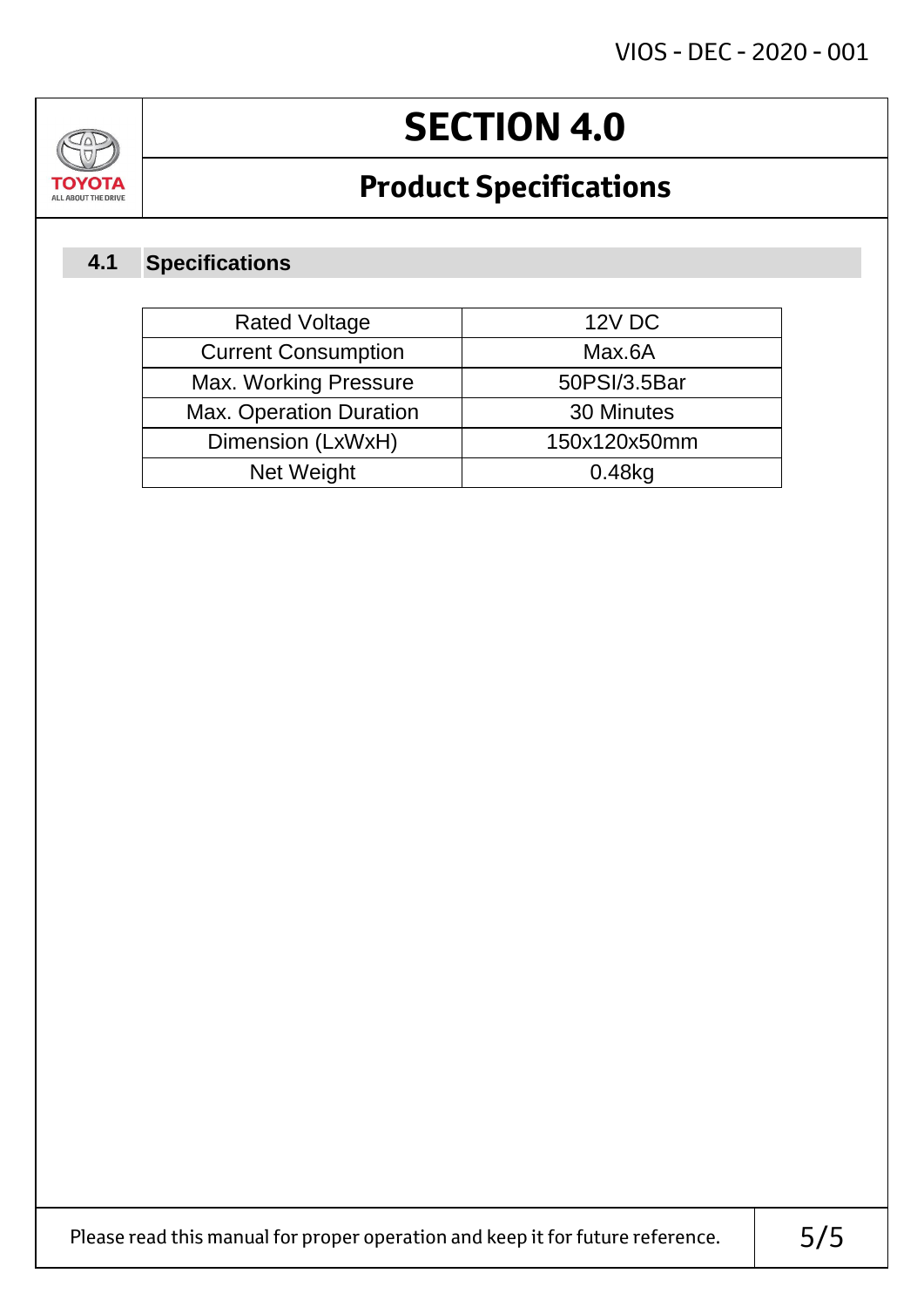# SECTION 4.0

## Product Specifications

### 4.1 Specifications

| | |
|---|---|
| Rated Voltage | 12V DC |
| Current Consumption | Max.6A |
| Max. Working Pressure | 50PSI/3.5Bar |
| Max. Operation Duration | 30 Minutes |
| Dimension (LxWxH) | 150x120x50mm |
| Net Weight | 0.48kg |

Please read this manual for proper operation and keep it for future reference.